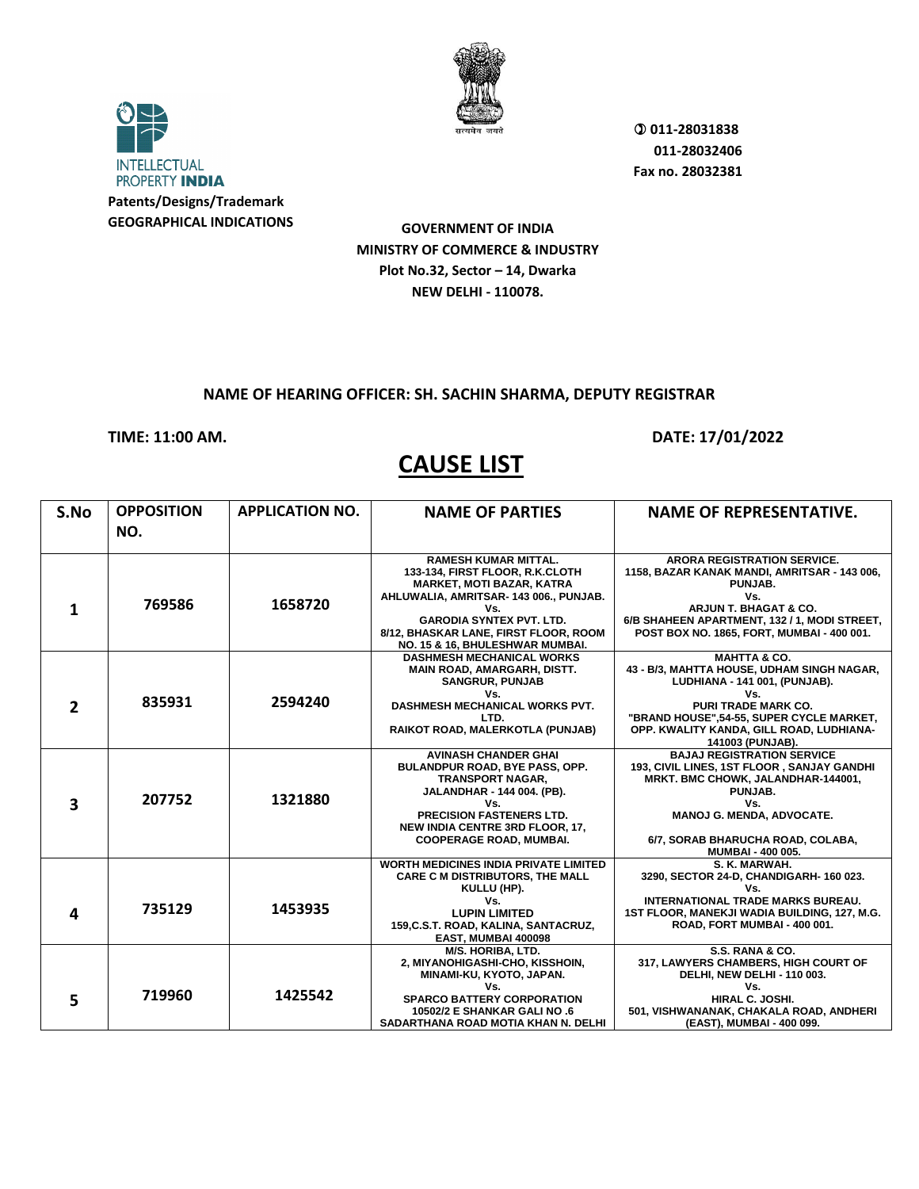INTELLECTUAL PROPERTY INDIA

**Patents/Designs/Trademark**
**GEOGRAPHICAL INDICATIONS**

सत्यमेव जयते

**011-28031838**
**011-28032406**
**Fax no. 28032381**

**GOVERNMENT OF INDIA**
**MINISTRY OF COMMERCE & INDUSTRY**
**Plot No.32, Sector – 14, Dwarka**
**NEW DELHI - 110078.**

**NAME OF HEARING OFFICER: SH. SACHIN SHARMA, DEPUTY REGISTRAR**

**TIME: 11:00 AM.** **DATE: 17/01/2022**

# CAUSE LIST

| S.No | OPPOSITION NO. | APPLICATION NO. | NAME OF PARTIES | NAME OF REPRESENTATIVE. |
|---|---|---|---|---|
| 1 | 769586 | 1658720 | RAMESH KUMAR MITTAL. 133-134, FIRST FLOOR, R.K.CLOTH MARKET, MOTI BAZAR, KATRA AHLUWALIA, AMRITSAR- 143 006., PUNJAB. Vs. GARODIA SYNTEX PVT. LTD. 8/12, BHASKAR LANE, FIRST FLOOR, ROOM NO. 15 & 16, BHULESHWAR MUMBAI. | ARORA REGISTRATION SERVICE. 1158, BAZAR KANAK MANDI, AMRITSAR - 143 006, PUNJAB. Vs. ARJUN T. BHAGAT & CO. 6/B SHAHEEN APARTMENT, 132 / 1, MODI STREET, POST BOX NO. 1865, FORT, MUMBAI - 400 001. |
| 2 | 835931 | 2594240 | DASHMESH MECHANICAL WORKS MAIN ROAD, AMARGARH, DISTT. SANGRUR, PUNJAB Vs. DASHMESH MECHANICAL WORKS PVT. LTD. RAIKOT ROAD, MALERKOTLA (PUNJAB) | MAHTTA & CO. 43 - B/3, MAHTTA HOUSE, UDHAM SINGH NAGAR, LUDHIANA - 141 001, (PUNJAB). Vs. PURI TRADE MARK CO. "BRAND HOUSE",54-55, SUPER CYCLE MARKET, OPP. KWALITY KANDA, GILL ROAD, LUDHIANA-141003 (PUNJAB). |
| 3 | 207752 | 1321880 | AVINASH CHANDER GHAI BULANDPUR ROAD, BYE PASS, OPP. TRANSPORT NAGAR, JALANDHAR - 144 004. (PB). Vs. PRECISION FASTENERS LTD. NEW INDIA CENTRE 3RD FLOOR, 17, COOPERAGE ROAD, MUMBAI. | BAJAJ REGISTRATION SERVICE 193, CIVIL LINES, 1ST FLOOR , SANJAY GANDHI MRKT. BMC CHOWK, JALANDHAR-144001, PUNJAB. Vs. MANOJ G. MENDA, ADVOCATE. 6/7, SORAB BHARUCHA ROAD, COLABA, MUMBAI - 400 005. |
| 4 | 735129 | 1453935 | WORTH MEDICINES INDIA PRIVATE LIMITED CARE C M DISTRIBUTORS, THE MALL KULLU (HP). Vs. LUPIN LIMITED 159,C.S.T. ROAD, KALINA, SANTACRUZ, EAST, MUMBAI 400098 | S. K. MARWAH. 3290, SECTOR 24-D, CHANDIGARH- 160 023. Vs. INTERNATIONAL TRADE MARKS BUREAU. 1ST FLOOR, MANEKJI WADIA BUILDING, 127, M.G. ROAD, FORT MUMBAI - 400 001. |
| 5 | 719960 | 1425542 | M/S. HORIBA, LTD. 2, MIYANOHIGASHI-CHO, KISSHOIN, MINAMI-KU, KYOTO, JAPAN. Vs. SPARCO BATTERY CORPORATION 10502/2 E SHANKAR GALI NO .6 SADARTHANA ROAD MOTIA KHAN N. DELHI | S.S. RANA & CO. 317, LAWYERS CHAMBERS, HIGH COURT OF DELHI, NEW DELHI - 110 003. Vs. HIRAL C. JOSHI. 501, VISHWANANAK, CHAKALA ROAD, ANDHERI (EAST), MUMBAI - 400 099. |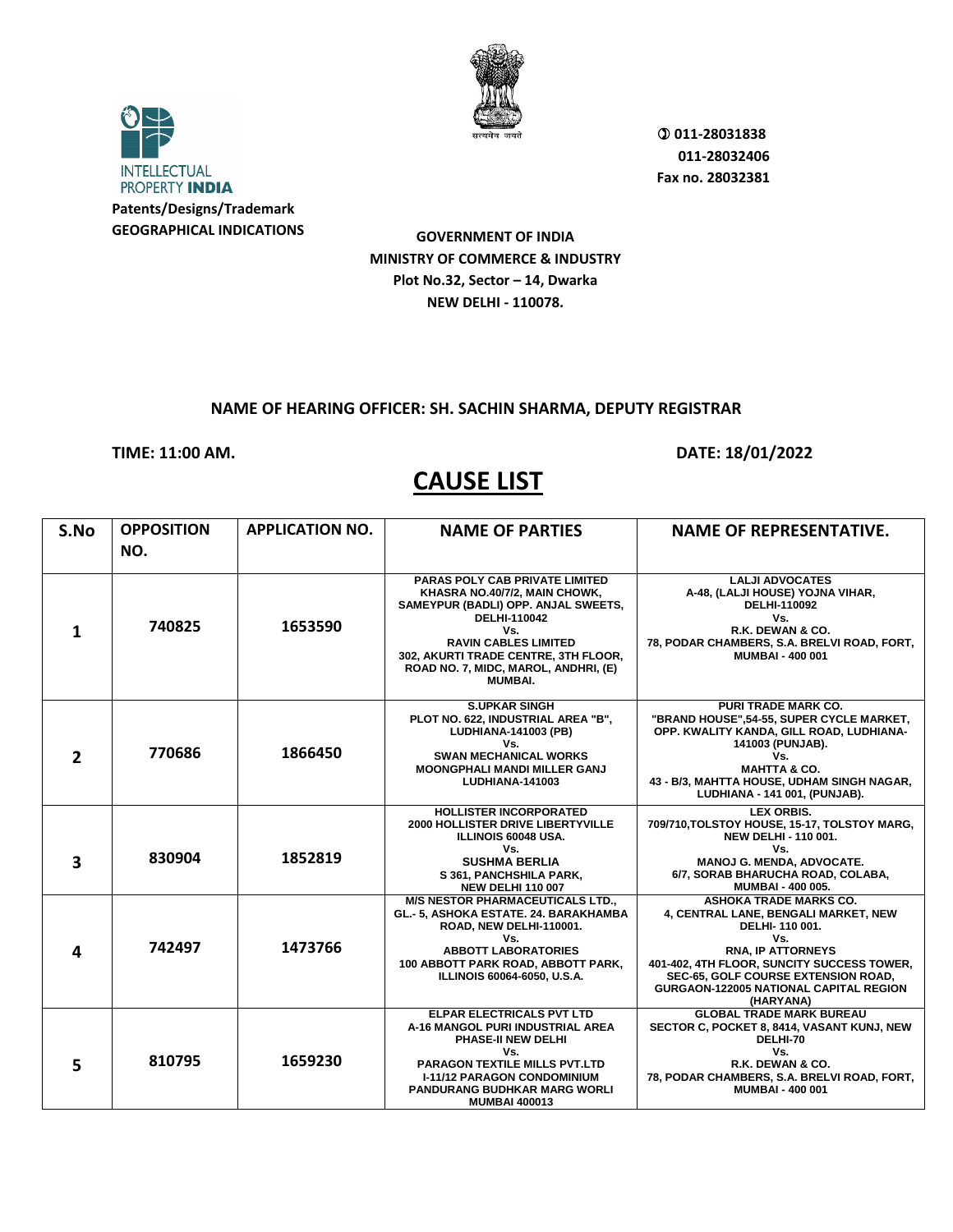INTELLECTUAL PROPERTY INDIA

**Patents/Designs/Trademark**
**GEOGRAPHICAL INDICATIONS**

सत्यमेव जयते

011-28031838
011-28032406
Fax no. 28032381

**GOVERNMENT OF INDIA**
**MINISTRY OF COMMERCE & INDUSTRY**
**Plot No.32, Sector – 14, Dwarka**
**NEW DELHI - 110078.**

**NAME OF HEARING OFFICER: SH. SACHIN SHARMA, DEPUTY REGISTRAR**

**TIME: 11:00 AM.** **DATE: 18/01/2022**

# CAUSE LIST

| S.No | OPPOSITION NO. | APPLICATION NO. | NAME OF PARTIES | NAME OF REPRESENTATIVE. |
|---|---|---|---|---|
| 1 | 740825 | 1653590 | PARAS POLY CAB PRIVATE LIMITED KHASRA NO.40/7/2, MAIN CHOWK, SAMEYPUR (BADLI) OPP. ANJAL SWEETS, DELHI-110042 Vs. RAVIN CABLES LIMITED 302, AKURTI TRADE CENTRE, 3TH FLOOR, ROAD NO. 7, MIDC, MAROL, ANDHRI, (E) MUMBAI. | LALJI ADVOCATES A-48, (LALJI HOUSE) YOJNA VIHAR, DELHI-110092 Vs. R.K. DEWAN & CO. 78, PODAR CHAMBERS, S.A. BRELVI ROAD, FORT, MUMBAI - 400 001 |
| 2 | 770686 | 1866450 | S.UPKAR SINGH PLOT NO. 622, INDUSTRIAL AREA "B", LUDHIANA-141003 (PB) Vs. SWAN MECHANICAL WORKS MOONGPHALI MANDI MILLER GANJ LUDHIANA-141003 | PURI TRADE MARK CO. "BRAND HOUSE",54-55, SUPER CYCLE MARKET, OPP. KWALITY KANDA, GILL ROAD, LUDHIANA-141003 (PUNJAB). Vs. MAHTTA & CO. 43 - B/3, MAHTTA HOUSE, UDHAM SINGH NAGAR, LUDHIANA - 141 001, (PUNJAB). |
| 3 | 830904 | 1852819 | HOLLISTER INCORPORATED 2000 HOLLISTER DRIVE LIBERTYVILLE ILLINOIS 60048 USA. Vs. SUSHMA BERLIA S 361, PANCHSHILA PARK, NEW DELHI 110 007 | LEX ORBIS. 709/710,TOLSTOY HOUSE, 15-17, TOLSTOY MARG, NEW DELHI - 110 001. Vs. MANOJ G. MENDA, ADVOCATE. 6/7, SORAB BHARUCHA ROAD, COLABA, MUMBAI - 400 005. |
| 4 | 742497 | 1473766 | M/S NESTOR PHARMACEUTICALS LTD., GL.- 5, ASHOKA ESTATE. 24. BARAKHAMBA ROAD, NEW DELHI-110001. Vs. ABBOTT LABORATORIES 100 ABBOTT PARK ROAD, ABBOTT PARK, ILLINOIS 60064-6050, U.S.A. | ASHOKA TRADE MARKS CO. 4, CENTRAL LANE, BENGALI MARKET, NEW DELHI- 110 001. Vs. RNA, IP ATTORNEYS 401-402, 4TH FLOOR, SUNCITY SUCCESS TOWER, SEC-65, GOLF COURSE EXTENSION ROAD, GURGAON-122005 NATIONAL CAPITAL REGION (HARYANA) |
| 5 | 810795 | 1659230 | ELPAR ELECTRICALS PVT LTD A-16 MANGOL PURI INDUSTRIAL AREA PHASE-II NEW DELHI Vs. PARAGON TEXTILE MILLS PVT.LTD I-11/12 PARAGON CONDOMINIUM PANDURANG BUDHKAR MARG WORLI MUMBAI 400013 | GLOBAL TRADE MARK BUREAU SECTOR C, POCKET 8, 8414, VASANT KUNJ, NEW DELHI-70 Vs. R.K. DEWAN & CO. 78, PODAR CHAMBERS, S.A. BRELVI ROAD, FORT, MUMBAI - 400 001 |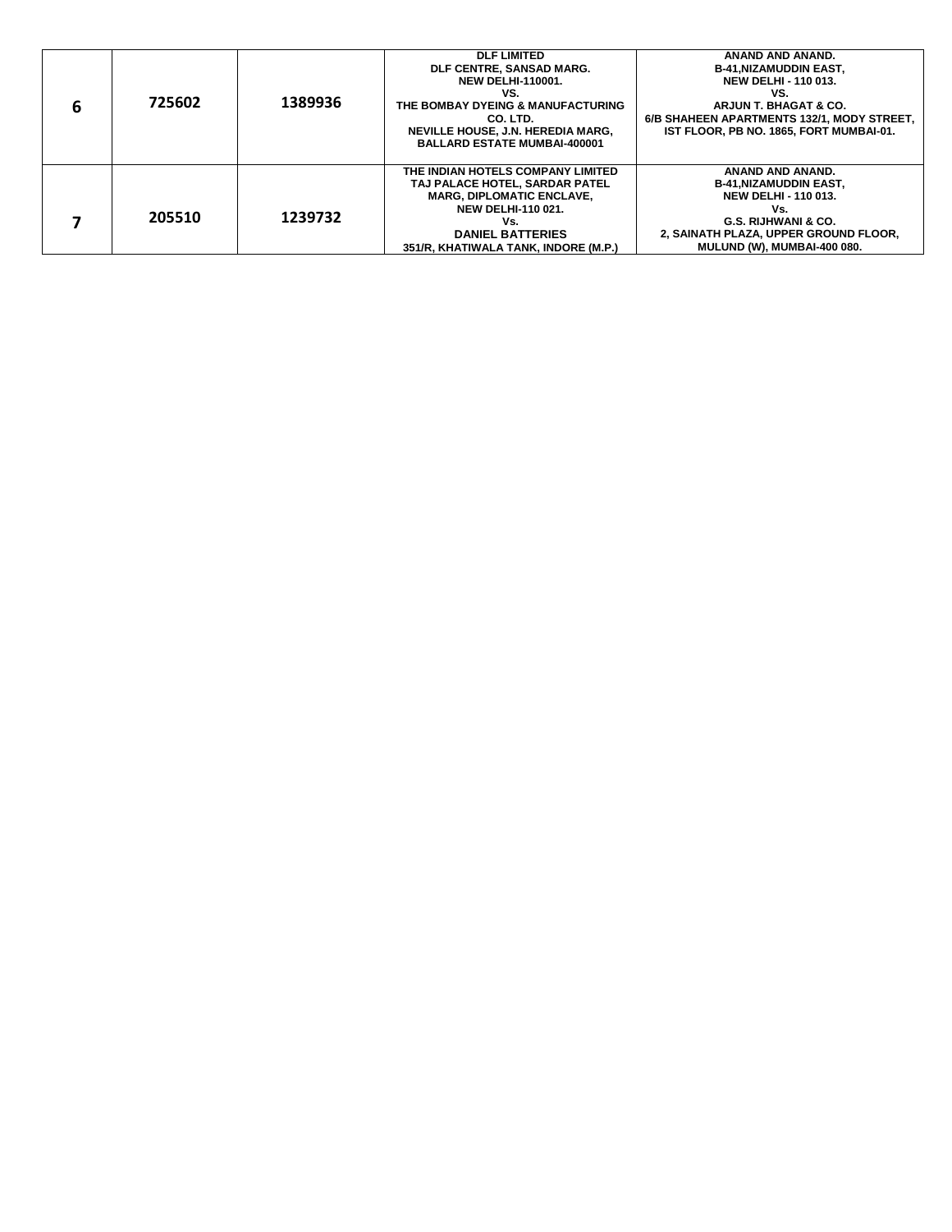| | | | | |
|---|---|---|---|---|
| 6 | 725602 | 1389936 | DLF LIMITED<br>DLF CENTRE, SANSAD MARG.<br>NEW DELHI-110001.<br>VS.<br>THE BOMBAY DYEING & MANUFACTURING CO. LTD.<br>NEVILLE HOUSE, J.N. HEREDIA MARG, BALLARD ESTATE MUMBAI-400001 | ANAND AND ANAND.<br>B-41,NIZAMUDDIN EAST,<br>NEW DELHI - 110 013.<br>VS.<br>ARJUN T. BHAGAT & CO.<br>6/B SHAHEEN APARTMENTS 132/1, MODY STREET, IST FLOOR, PB NO. 1865, FORT MUMBAI-01. |
| 7 | 205510 | 1239732 | THE INDIAN HOTELS COMPANY LIMITED<br>TAJ PALACE HOTEL, SARDAR PATEL MARG, DIPLOMATIC ENCLAVE,<br>NEW DELHI-110 021.<br>Vs.<br>DANIEL BATTERIES<br>351/R, KHATIWALA TANK, INDORE (M.P.) | ANAND AND ANAND.<br>B-41,NIZAMUDDIN EAST,<br>NEW DELHI - 110 013.<br>Vs.<br>G.S. RIJHWANI & CO.<br>2, SAINATH PLAZA, UPPER GROUND FLOOR, MULUND (W), MUMBAI-400 080. |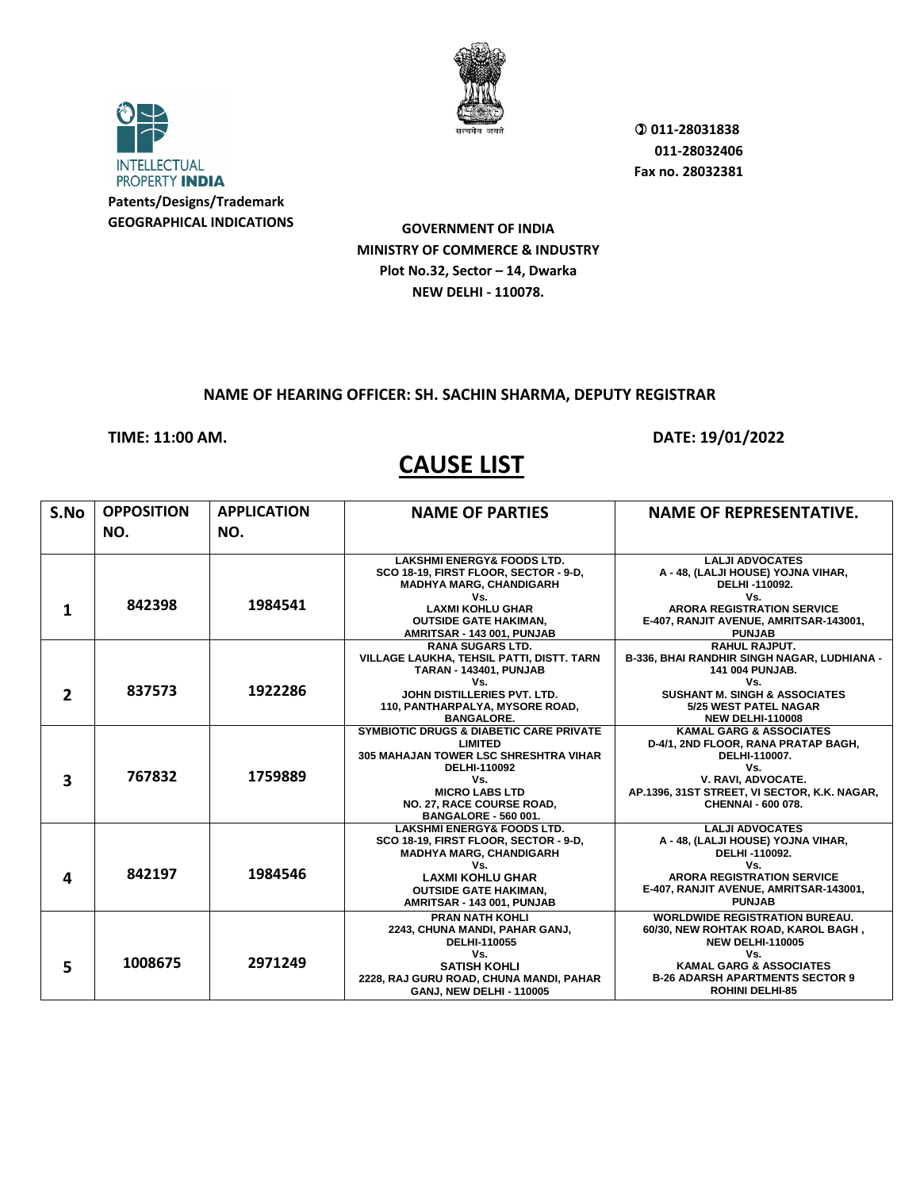INTELLECTUAL PROPERTY INDIA

**Patents/Designs/Trademark**
**GEOGRAPHICAL INDICATIONS**

सत्यमेव जयते

✆ 011-28031838
011-28032406
Fax no. 28032381

**GOVERNMENT OF INDIA**
**MINISTRY OF COMMERCE & INDUSTRY**
**Plot No.32, Sector – 14, Dwarka**
**NEW DELHI - 110078.**

**NAME OF HEARING OFFICER: SH. SACHIN SHARMA, DEPUTY REGISTRAR**

**TIME: 11:00 AM.** **DATE: 19/01/2022**

# CAUSE LIST

| S.No | OPPOSITION NO. | APPLICATION NO. | NAME OF PARTIES | NAME OF REPRESENTATIVE. |
|---|---|---|---|---|
| 1 | 842398 | 1984541 | LAKSHMI ENERGY& FOODS LTD. SCO 18-19, FIRST FLOOR, SECTOR - 9-D, MADHYA MARG, CHANDIGARH Vs. LAXMI KOHLU GHAR OUTSIDE GATE HAKIMAN, AMRITSAR - 143 001, PUNJAB | LALJI ADVOCATES A - 48, (LALJI HOUSE) YOJNA VIHAR, DELHI -110092. Vs. ARORA REGISTRATION SERVICE E-407, RANJIT AVENUE, AMRITSAR-143001, PUNJAB |
| 2 | 837573 | 1922286 | RANA SUGARS LTD. VILLAGE LAUKHA, TEHSIL PATTI, DISTT. TARN TARAN - 143401, PUNJAB Vs. JOHN DISTILLERIES PVT. LTD. 110, PANTHARPALYA, MYSORE ROAD, BANGALORE. | RAHUL RAJPUT. B-336, BHAI RANDHIR SINGH NAGAR, LUDHIANA - 141 004 PUNJAB. Vs. SUSHANT M. SINGH & ASSOCIATES 5/25 WEST PATEL NAGAR NEW DELHI-110008 |
| 3 | 767832 | 1759889 | SYMBIOTIC DRUGS & DIABETIC CARE PRIVATE LIMITED 305 MAHAJAN TOWER LSC SHRESHTRA VIHAR DELHI-110092 Vs. MICRO LABS LTD NO. 27, RACE COURSE ROAD, BANGALORE - 560 001. | KAMAL GARG & ASSOCIATES D-4/1, 2ND FLOOR, RANA PRATAP BAGH, DELHI-110007. Vs. V. RAVI, ADVOCATE. AP.1396, 31ST STREET, VI SECTOR, K.K. NAGAR, CHENNAI - 600 078. |
| 4 | 842197 | 1984546 | LAKSHMI ENERGY& FOODS LTD. SCO 18-19, FIRST FLOOR, SECTOR - 9-D, MADHYA MARG, CHANDIGARH Vs. LAXMI KOHLU GHAR OUTSIDE GATE HAKIMAN, AMRITSAR - 143 001, PUNJAB | LALJI ADVOCATES A - 48, (LALJI HOUSE) YOJNA VIHAR, DELHI -110092. Vs. ARORA REGISTRATION SERVICE E-407, RANJIT AVENUE, AMRITSAR-143001, PUNJAB |
| 5 | 1008675 | 2971249 | PRAN NATH KOHLI 2243, CHUNA MANDI, PAHAR GANJ, DELHI-110055 Vs. SATISH KOHLI 2228, RAJ GURU ROAD, CHUNA MANDI, PAHAR GANJ, NEW DELHI - 110005 | WORLDWIDE REGISTRATION BUREAU. 60/30, NEW ROHTAK ROAD, KAROL BAGH , NEW DELHI-110005 Vs. KAMAL GARG & ASSOCIATES B-26 ADARSH APARTMENTS SECTOR 9 ROHINI DELHI-85 |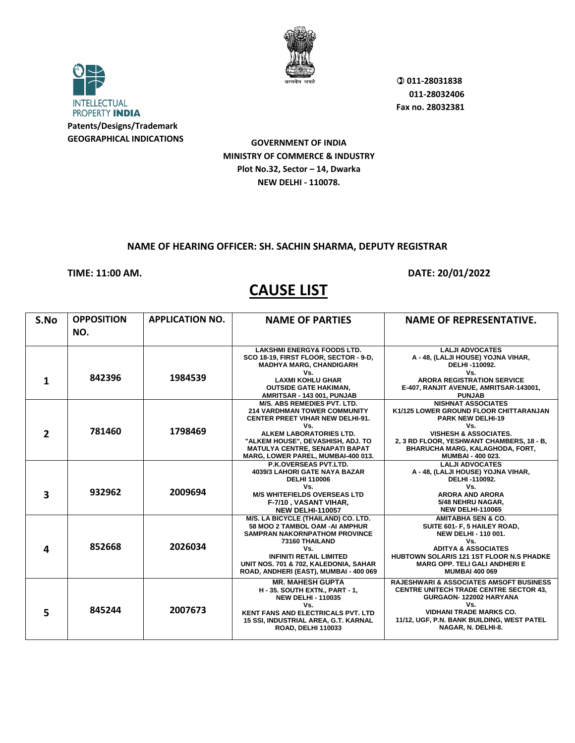INTELLECTUAL PROPERTY INDIA

**Patents/Designs/Trademark**
**GEOGRAPHICAL INDICATIONS**

सत्यमेव जयते

✆ 011-28031838
011-28032406
Fax no. 28032381

**GOVERNMENT OF INDIA**
**MINISTRY OF COMMERCE & INDUSTRY**
**Plot No.32, Sector – 14, Dwarka**
**NEW DELHI - 110078.**

**NAME OF HEARING OFFICER: SH. SACHIN SHARMA, DEPUTY REGISTRAR**

**TIME: 11:00 AM.** **DATE: 20/01/2022**

# CAUSE LIST

| S.No | OPPOSITION NO. | APPLICATION NO. | NAME OF PARTIES | NAME OF REPRESENTATIVE. |
|---|---|---|---|---|
| 1 | 842396 | 1984539 | LAKSHMI ENERGY& FOODS LTD. SCO 18-19, FIRST FLOOR, SECTOR - 9-D, MADHYA MARG, CHANDIGARH Vs. LAXMI KOHLU GHAR OUTSIDE GATE HAKIMAN, AMRITSAR - 143 001, PUNJAB | LALJI ADVOCATES A - 48, (LALJI HOUSE) YOJNA VIHAR, DELHI -110092. Vs. ARORA REGISTRATION SERVICE E-407, RANJIT AVENUE, AMRITSAR-143001, PUNJAB |
| 2 | 781460 | 1798469 | M/S. ABS REMEDIES PVT. LTD. 214 VARDHMAN TOWER COMMUNITY CENTER PREET VIHAR NEW DELHI-91. Vs. ALKEM LABORATORIES LTD. "ALKEM HOUSE", DEVASHISH, ADJ. TO MATULYA CENTRE, SENAPATI BAPAT MARG, LOWER PAREL, MUMBAI-400 013. | NISHNAT ASSOCIATES K1/125 LOWER GROUND FLOOR CHITTARANJAN PARK NEW DELHI-19 Vs. VISHESH & ASSOCIATES. 2, 3 RD FLOOR, YESHWANT CHAMBERS, 18 - B, BHARUCHA MARG, KALAGHODA, FORT, MUMBAI - 400 023. |
| 3 | 932962 | 2009694 | P.K.OVERSEAS PVT.LTD. 4039/3 LAHORI GATE NAYA BAZAR DELHI 110006 Vs. M/S WHITEFIELDS OVERSEAS LTD F-7/10 , VASANT VIHAR, NEW DELHI-110057 | LALJI ADVOCATES A - 48, (LALJI HOUSE) YOJNA VIHAR, DELHI -110092. Vs. ARORA AND ARORA 5/48 NEHRU NAGAR, NEW DELHI-110065 |
| 4 | 852668 | 2026034 | M/S. LA BICYCLE (THAILAND) CO. LTD. 58 MOO 2 TAMBOL OAM -AI AMPHUR SAMPRAN NAKORNPATHOM PROVINCE 73160 THAILAND Vs. INFINITI RETAIL LIMITED UNIT NOS. 701 & 702, KALEDONIA, SAHAR ROAD, ANDHERI (EAST), MUMBAI - 400 069 | AMITABHA SEN & CO. SUITE 601- F, 5 HAILEY ROAD, NEW DELHI - 110 001. Vs. ADITYA & ASSOCIATES HUBTOWN SOLARIS 121 1ST FLOOR N.S PHADKE MARG OPP. TELI GALI ANDHERI E MUMBAI 400 069 |
| 5 | 845244 | 2007673 | MR. MAHESH GUPTA H - 35. SOUTH EXTN., PART - 1, NEW DELHI - 110035 Vs. KENT FANS AND ELECTRICALS PVT. LTD 15 SSI, INDUSTRIAL AREA, G.T. KARNAL ROAD, DELHI 110033 | RAJESHWARI & ASSOCIATES AMSOFT BUSINESS CENTRE UNITECH TRADE CENTRE SECTOR 43, GURGAON- 122002 HARYANA Vs. VIDHANI TRADE MARKS CO. 11/12, UGF, P.N. BANK BUILDING, WEST PATEL NAGAR, N. DELHI-8. |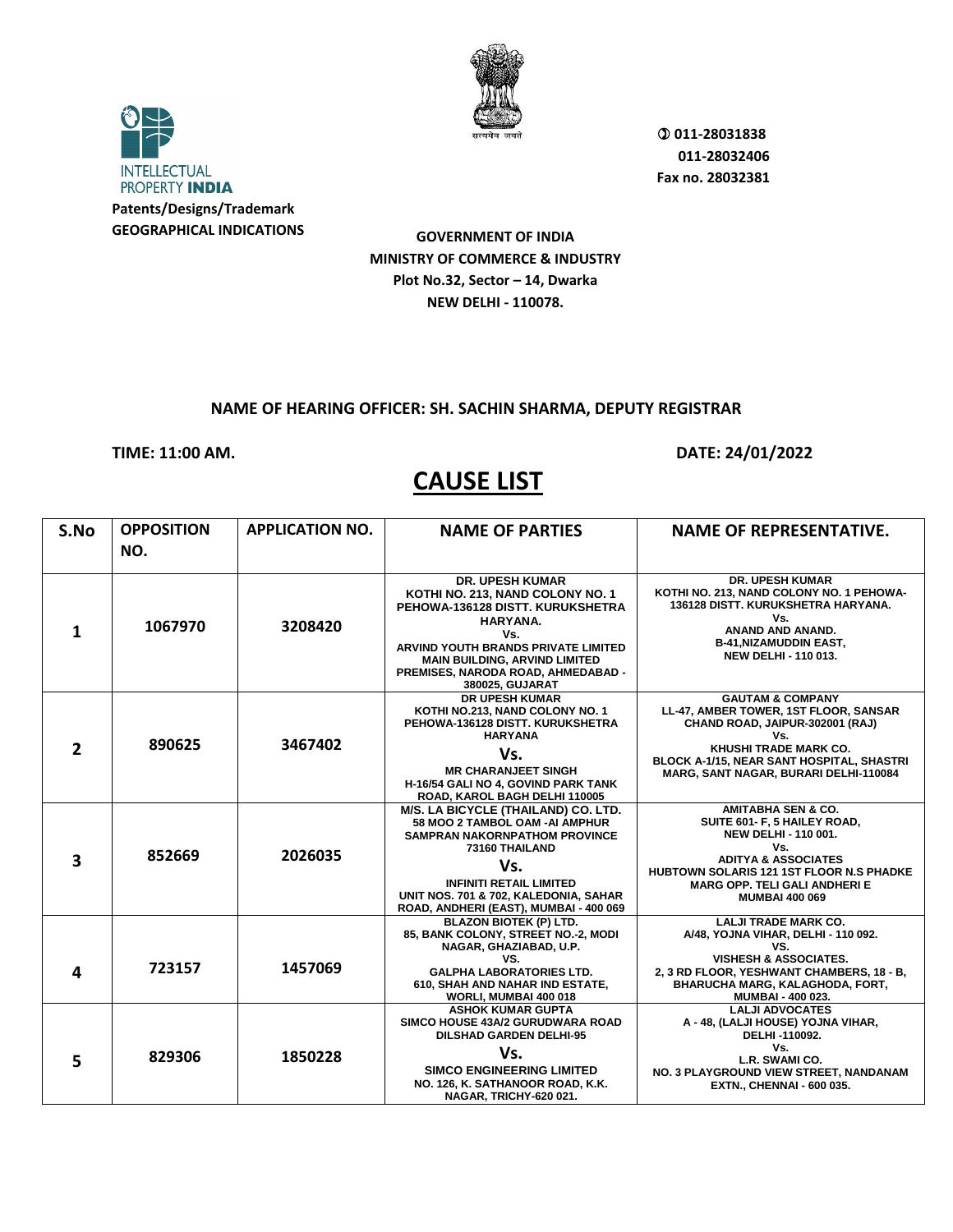INTELLECTUAL PROPERTY INDIA

**Patents/Designs/Trademark**
**GEOGRAPHICAL INDICATIONS**

सत्यमेव जयते

✆ 011-28031838
011-28032406
Fax no. 28032381

**GOVERNMENT OF INDIA**
**MINISTRY OF COMMERCE & INDUSTRY**
**Plot No.32, Sector – 14, Dwarka**
**NEW DELHI - 110078.**

**NAME OF HEARING OFFICER: SH. SACHIN SHARMA, DEPUTY REGISTRAR**

**TIME: 11:00 AM.** **DATE: 24/01/2022**

# CAUSE LIST

| S.No | OPPOSITION NO. | APPLICATION NO. | NAME OF PARTIES | NAME OF REPRESENTATIVE. |
|---|---|---|---|---|
| 1 | 1067970 | 3208420 | DR. UPESH KUMAR KOTHI NO. 213, NAND COLONY NO. 1 PEHOWA-136128 DISTT. KURUKSHETRA HARYANA. Vs. ARVIND YOUTH BRANDS PRIVATE LIMITED MAIN BUILDING, ARVIND LIMITED PREMISES, NARODA ROAD, AHMEDABAD - 380025, GUJARAT | DR. UPESH KUMAR KOTHI NO. 213, NAND COLONY NO. 1 PEHOWA-136128 DISTT. KURUKSHETRA HARYANA. Vs. ANAND AND ANAND. B-41,NIZAMUDDIN EAST, NEW DELHI - 110 013. |
| 2 | 890625 | 3467402 | DR UPESH KUMAR KOTHI NO.213, NAND COLONY NO. 1 PEHOWA-136128 DISTT. KURUKSHETRA HARYANA Vs. MR CHARANJEET SINGH H-16/54 GALI NO 4, GOVIND PARK TANK ROAD, KAROL BAGH DELHI 110005 | GAUTAM & COMPANY LL-47, AMBER TOWER, 1ST FLOOR, SANSAR CHAND ROAD, JAIPUR-302001 (RAJ) Vs. KHUSHI TRADE MARK CO. BLOCK A-1/15, NEAR SANT HOSPITAL, SHASTRI MARG, SANT NAGAR, BURARI DELHI-110084 |
| 3 | 852669 | 2026035 | M/S. LA BICYCLE (THAILAND) CO. LTD. 58 MOO 2 TAMBOL OAM -AI AMPHUR SAMPRAN NAKORNPATHOM PROVINCE 73160 THAILAND Vs. INFINITI RETAIL LIMITED UNIT NOS. 701 & 702, KALEDONIA, SAHAR ROAD, ANDHERI (EAST), MUMBAI - 400 069 | AMITABHA SEN & CO. SUITE 601- F, 5 HAILEY ROAD, NEW DELHI - 110 001. Vs. ADITYA & ASSOCIATES HUBTOWN SOLARIS 121 1ST FLOOR N.S PHADKE MARG OPP. TELI GALI ANDHERI E MUMBAI 400 069 |
| 4 | 723157 | 1457069 | BLAZON BIOTEK (P) LTD. 85, BANK COLONY, STREET NO.-2, MODI NAGAR, GHAZIABAD, U.P. VS. GALPHA LABORATORIES LTD. 610, SHAH AND NAHAR IND ESTATE, WORLI, MUMBAI 400 018 | LALJI TRADE MARK CO. A/48, YOJNA VIHAR, DELHI - 110 092. VS. VISHESH & ASSOCIATES. 2, 3 RD FLOOR, YESHWANT CHAMBERS, 18 - B, BHARUCHA MARG, KALAGHODA, FORT, MUMBAI - 400 023. |
| 5 | 829306 | 1850228 | ASHOK KUMAR GUPTA SIMCO HOUSE 43A/2 GURUDWARA ROAD DILSHAD GARDEN DELHI-95 Vs. SIMCO ENGINEERING LIMITED NO. 126, K. SATHANOOR ROAD, K.K. NAGAR, TRICHY-620 021. | LALJI ADVOCATES A - 48, (LALJI HOUSE) YOJNA VIHAR, DELHI -110092. Vs. L.R. SWAMI CO. NO. 3 PLAYGROUND VIEW STREET, NANDANAM EXTN., CHENNAI - 600 035. |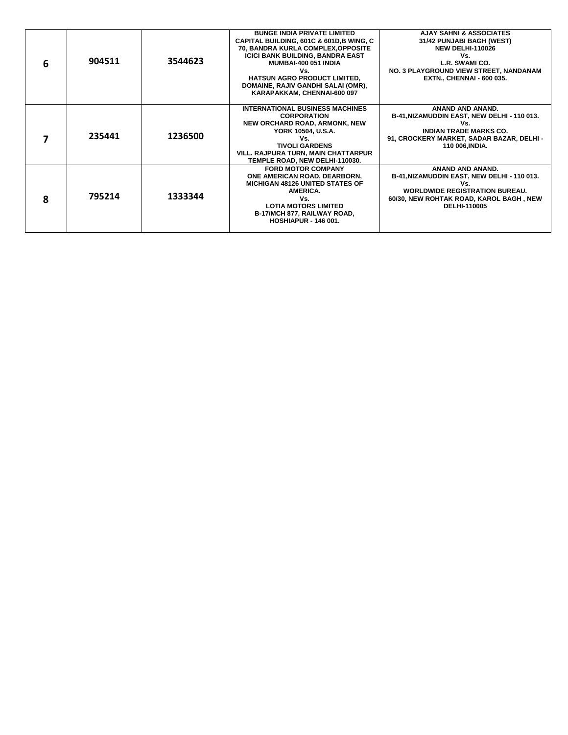| 6 | 904511 | 3544623 | BUNGE INDIA PRIVATE LIMITED<br>CAPITAL BUILDING, 601C & 601D,B WING, C 70, BANDRA KURLA COMPLEX,OPPOSITE ICICI BANK BUILDING, BANDRA EAST MUMBAI-400 051 INDIA<br>Vs.<br>HATSUN AGRO PRODUCT LIMITED, DOMAINE, RAJIV GANDHI SALAI (OMR), KARAPAKKAM, CHENNAI-600 097 | AJAY SAHNI & ASSOCIATES<br>31/42 PUNJABI BAGH (WEST)<br>NEW DELHI-110026<br>Vs.<br>L.R. SWAMI CO.<br>NO. 3 PLAYGROUND VIEW STREET, NANDANAM EXTN., CHENNAI - 600 035. |
|---|---|---|---|---|
| 7 | 235441 | 1236500 | INTERNATIONAL BUSINESS MACHINES CORPORATION<br>NEW ORCHARD ROAD, ARMONK, NEW YORK 10504, U.S.A.<br>Vs.<br>TIVOLI GARDENS<br>VILL. RAJPURA TURN, MAIN CHATTARPUR TEMPLE ROAD, NEW DELHI-110030. | ANAND AND ANAND.<br>B-41,NIZAMUDDIN EAST, NEW DELHI - 110 013.<br>Vs.<br>INDIAN TRADE MARKS CO.<br>91, CROCKERY MARKET, SADAR BAZAR, DELHI - 110 006,INDIA. |
| 8 | 795214 | 1333344 | FORD MOTOR COMPANY<br>ONE AMERICAN ROAD, DEARBORN, MICHIGAN 48126 UNITED STATES OF AMERICA.<br>Vs.<br>LOTIA MOTORS LIMITED<br>B-17/MCH 877, RAILWAY ROAD, HOSHIAPUR - 146 001. | ANAND AND ANAND.<br>B-41,NIZAMUDDIN EAST, NEW DELHI - 110 013.<br>Vs.<br>WORLDWIDE REGISTRATION BUREAU.<br>60/30, NEW ROHTAK ROAD, KAROL BAGH , NEW DELHI-110005 |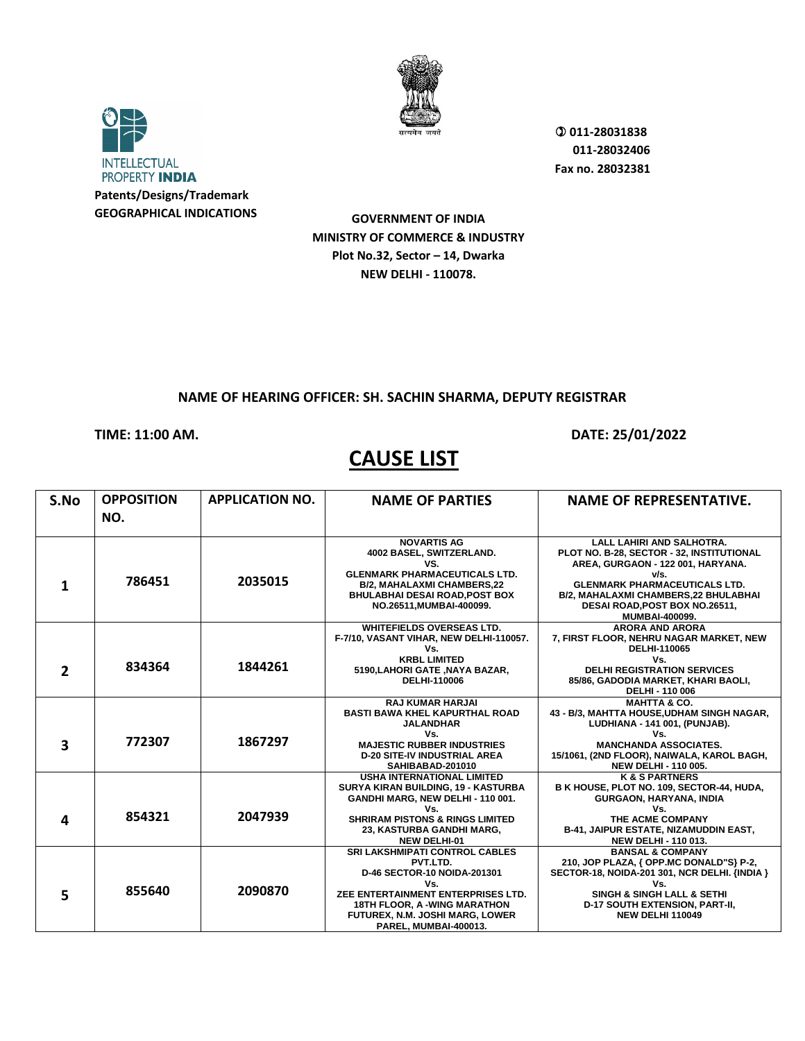INTELLECTUAL PROPERTY INDIA

**Patents/Designs/Trademark**
**GEOGRAPHICAL INDICATIONS**

सत्यमेव जयते

✆ 011-28031838
011-28032406
Fax no. 28032381

**GOVERNMENT OF INDIA**
**MINISTRY OF COMMERCE & INDUSTRY**
**Plot No.32, Sector – 14, Dwarka**
**NEW DELHI - 110078.**

**NAME OF HEARING OFFICER: SH. SACHIN SHARMA, DEPUTY REGISTRAR**

**TIME: 11:00 AM.** **DATE: 25/01/2022**

# CAUSE LIST

| S.No | OPPOSITION NO. | APPLICATION NO. | NAME OF PARTIES | NAME OF REPRESENTATIVE. |
|---|---|---|---|---|
| 1 | 786451 | 2035015 | NOVARTIS AG<br>4002 BASEL, SWITZERLAND.<br>VS.<br>GLENMARK PHARMACEUTICALS LTD.<br>B/2, MAHALAXMI CHAMBERS,22 BHULABHAI DESAI ROAD,POST BOX NO.26511,MUMBAI-400099. | LALL LAHIRI AND SALHOTRA.<br>PLOT NO. B-28, SECTOR - 32, INSTITUTIONAL AREA, GURGAON - 122 001, HARYANA.<br>v/s.<br>GLENMARK PHARMACEUTICALS LTD.<br>B/2, MAHALAXMI CHAMBERS,22 BHULABHAI DESAI ROAD,POST BOX NO.26511, MUMBAI-400099. |
| 2 | 834364 | 1844261 | WHITEFIELDS OVERSEAS LTD.<br>F-7/10, VASANT VIHAR, NEW DELHI-110057.<br>Vs.<br>KRBL LIMITED<br>5190,LAHORI GATE ,NAYA BAZAR, DELHI-110006 | ARORA AND ARORA<br>7, FIRST FLOOR, NEHRU NAGAR MARKET, NEW DELHI-110065<br>Vs.<br>DELHI REGISTRATION SERVICES<br>85/86, GADODIA MARKET, KHARI BAOLI, DELHI - 110 006 |
| 3 | 772307 | 1867297 | RAJ KUMAR HARJAI<br>BASTI BAWA KHEL KAPURTHAL ROAD JALANDHAR<br>Vs.<br>MAJESTIC RUBBER INDUSTRIES<br>D-20 SITE-IV INDUSTRIAL AREA SAHIBABAD-201010 | MAHTTA & CO.<br>43 - B/3, MAHTTA HOUSE,UDHAM SINGH NAGAR, LUDHIANA - 141 001, (PUNJAB).<br>Vs.<br>MANCHANDA ASSOCIATES.<br>15/1061, (2ND FLOOR), NAIWALA, KAROL BAGH, NEW DELHI - 110 005. |
| 4 | 854321 | 2047939 | USHA INTERNATIONAL LIMITED<br>SURYA KIRAN BUILDING, 19 - KASTURBA GANDHI MARG, NEW DELHI - 110 001.<br>Vs.<br>SHRIRAM PISTONS & RINGS LIMITED<br>23, KASTURBA GANDHI MARG, NEW DELHI-01 | K & S PARTNERS<br>B K HOUSE, PLOT NO. 109, SECTOR-44, HUDA, GURGAON, HARYANA, INDIA<br>Vs.<br>THE ACME COMPANY<br>B-41, JAIPUR ESTATE, NIZAMUDDIN EAST, NEW DELHI - 110 013. |
| 5 | 855640 | 2090870 | SRI LAKSHMIPATI CONTROL CABLES PVT.LTD.<br>D-46 SECTOR-10 NOIDA-201301<br>Vs.<br>ZEE ENTERTAINMENT ENTERPRISES LTD.<br>18TH FLOOR, A -WING MARATHON FUTUREX, N.M. JOSHI MARG, LOWER PAREL, MUMBAI-400013. | BANSAL & COMPANY<br>210, JOP PLAZA, { OPP.MC DONALD"S} P-2, SECTOR-18, NOIDA-201 301, NCR DELHI. {INDIA }<br>Vs.<br>SINGH & SINGH LALL & SETHI<br>D-17 SOUTH EXTENSION, PART-II, NEW DELHI 110049 |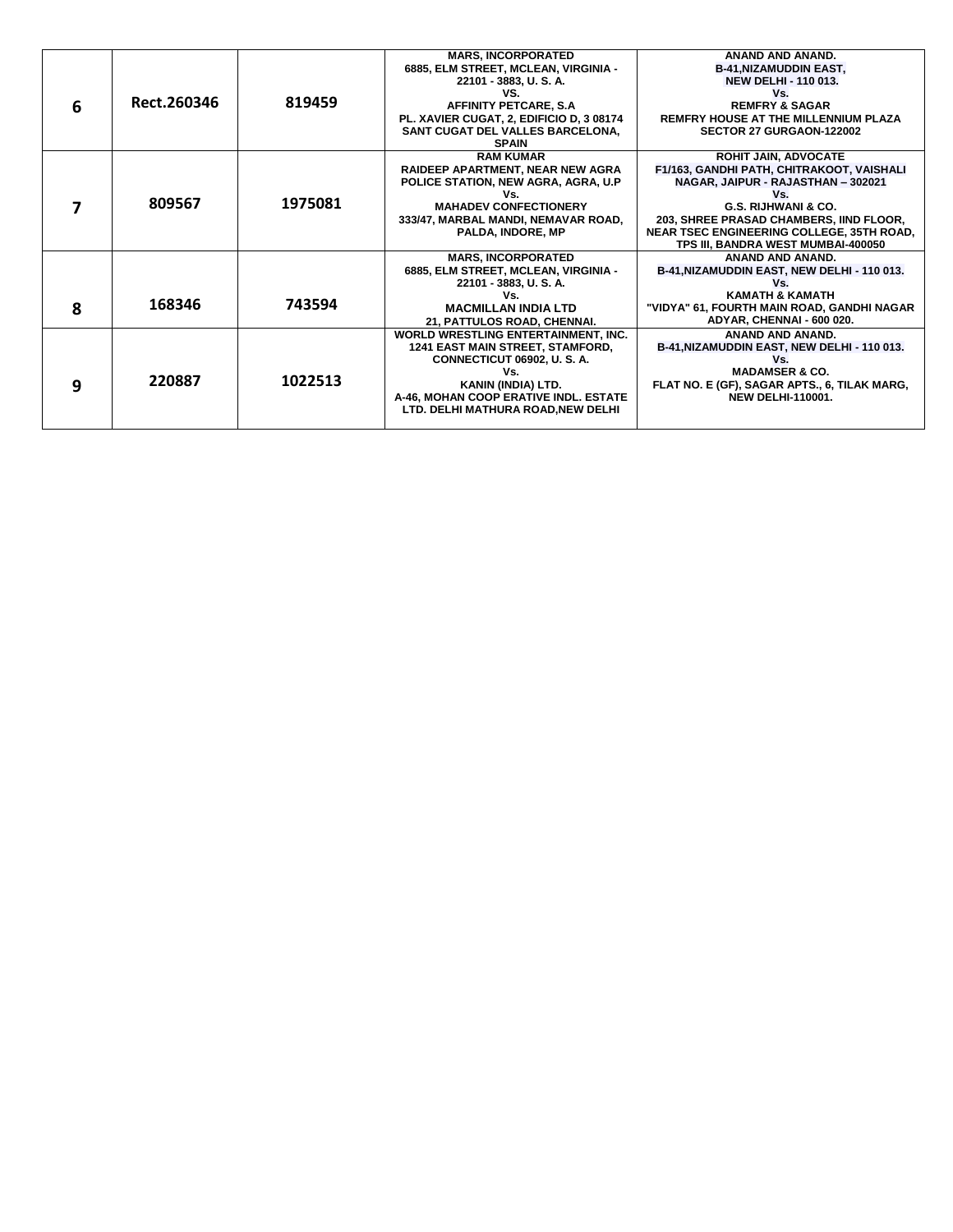| 6 | Rect.260346 | 819459 | MARS, INCORPORATED<br>6885, ELM STREET, MCLEAN, VIRGINIA - 22101 - 3883, U. S. A.<br>VS.<br>AFFINITY PETCARE, S.A<br>PL. XAVIER CUGAT, 2, EDIFICIO D, 3 08174 SANT CUGAT DEL VALLES BARCELONA, SPAIN | ANAND AND ANAND.<br>B-41,NIZAMUDDIN EAST,<br>NEW DELHI - 110 013.<br>Vs.<br>REMFRY & SAGAR<br>REMFRY HOUSE AT THE MILLENNIUM PLAZA SECTOR 27 GURGAON-122002 |
|---|---|---|---|---|
| 7 | 809567 | 1975081 | RAM KUMAR<br>RAIDEEP APARTMENT, NEAR NEW AGRA POLICE STATION, NEW AGRA, AGRA, U.P<br>Vs.<br>MAHADEV CONFECTIONERY<br>333/47, MARBAL MANDI, NEMAVAR ROAD, PALDA, INDORE, MP | ROHIT JAIN, ADVOCATE<br>F1/163, GANDHI PATH, CHITRAKOOT, VAISHALI NAGAR, JAIPUR - RAJASTHAN – 302021<br>Vs.<br>G.S. RIJHWANI & CO.<br>203, SHREE PRASAD CHAMBERS, IIND FLOOR, NEAR TSEC ENGINEERING COLLEGE, 35TH ROAD, TPS III, BANDRA WEST MUMBAI-400050 |
| 8 | 168346 | 743594 | MARS, INCORPORATED<br>6885, ELM STREET, MCLEAN, VIRGINIA - 22101 - 3883, U. S. A.<br>Vs.<br>MACMILLAN INDIA LTD<br>21, PATTULOS ROAD, CHENNAI. | ANAND AND ANAND.<br>B-41,NIZAMUDDIN EAST, NEW DELHI - 110 013.<br>Vs.<br>KAMATH & KAMATH<br>"VIDYA" 61, FOURTH MAIN ROAD, GANDHI NAGAR ADYAR, CHENNAI - 600 020. |
| 9 | 220887 | 1022513 | WORLD WRESTLING ENTERTAINMENT, INC.<br>1241 EAST MAIN STREET, STAMFORD, CONNECTICUT 06902, U. S. A.<br>Vs.<br>KANIN (INDIA) LTD.<br>A-46, MOHAN COOP ERATIVE INDL. ESTATE LTD. DELHI MATHURA ROAD,NEW DELHI | ANAND AND ANAND.<br>B-41,NIZAMUDDIN EAST, NEW DELHI - 110 013.<br>Vs.<br>MADAMSER & CO.<br>FLAT NO. E (GF), SAGAR APTS., 6, TILAK MARG, NEW DELHI-110001. |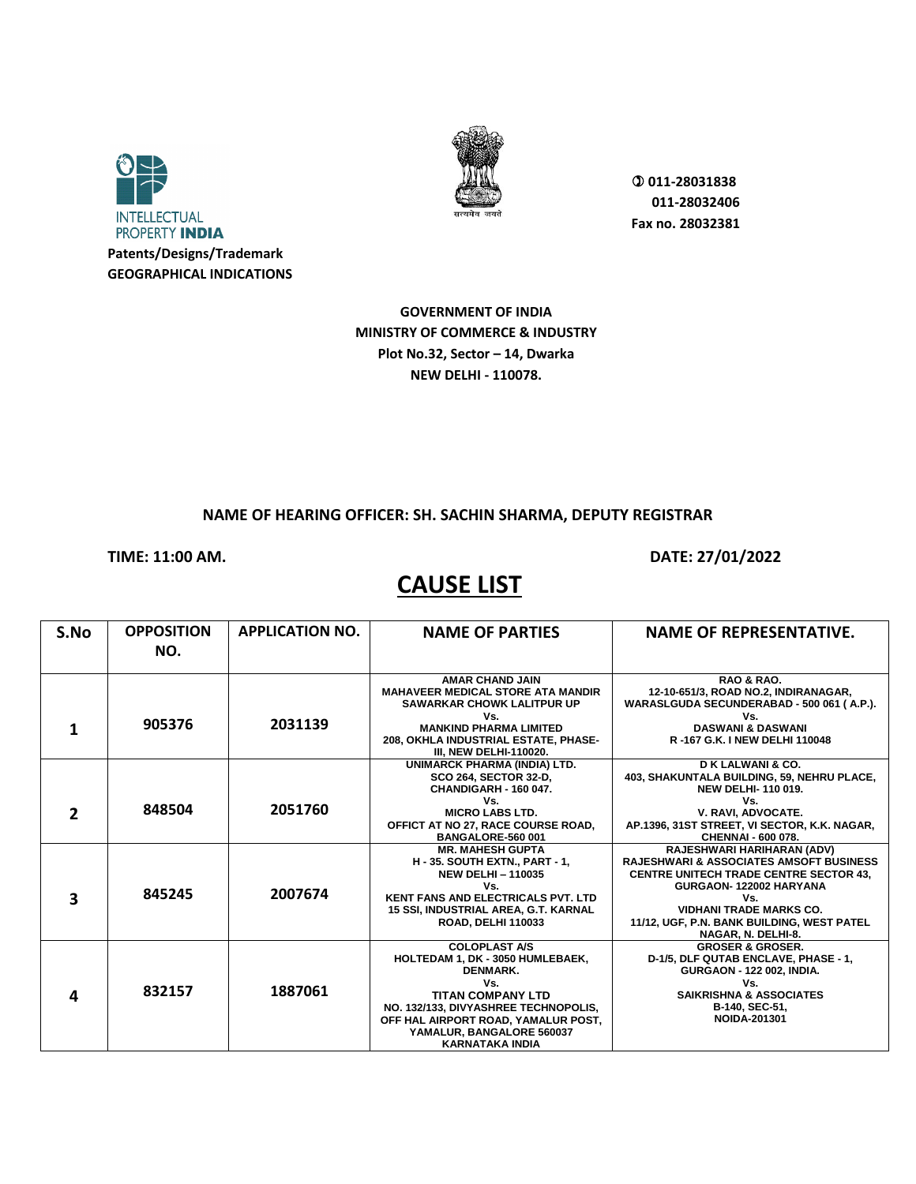INTELLECTUAL PROPERTY INDIA

**Patents/Designs/Trademark**
**GEOGRAPHICAL INDICATIONS**

सत्यमेव जयते

**011-28031838**
**011-28032406**
**Fax no. 28032381**

**GOVERNMENT OF INDIA**
**MINISTRY OF COMMERCE & INDUSTRY**
**Plot No.32, Sector – 14, Dwarka**
**NEW DELHI - 110078.**

**NAME OF HEARING OFFICER: SH. SACHIN SHARMA, DEPUTY REGISTRAR**

**TIME: 11:00 AM.** **DATE: 27/01/2022**

# CAUSE LIST

| S.No | OPPOSITION NO. | APPLICATION NO. | NAME OF PARTIES | NAME OF REPRESENTATIVE. |
|---|---|---|---|---|
| 1 | 905376 | 2031139 | AMAR CHAND JAIN MAHAVEER MEDICAL STORE ATA MANDIR SAWARKAR CHOWK LALITPUR UP Vs. MANKIND PHARMA LIMITED 208, OKHLA INDUSTRIAL ESTATE, PHASE-III, NEW DELHI-110020. | RAO & RAO. 12-10-651/3, ROAD NO.2, INDIRANAGAR, WARASLGUDA SECUNDERABAD - 500 061 ( A.P.). Vs. DASWANI & DASWANI R -167 G.K. I NEW DELHI 110048 |
| 2 | 848504 | 2051760 | UNIMARCK PHARMA (INDIA) LTD. SCO 264, SECTOR 32-D, CHANDIGARH - 160 047. Vs. MICRO LABS LTD. OFFICT AT NO 27, RACE COURSE ROAD, BANGALORE-560 001 | D K LALWANI & CO. 403, SHAKUNTALA BUILDING, 59, NEHRU PLACE, NEW DELHI- 110 019. Vs. V. RAVI, ADVOCATE. AP.1396, 31ST STREET, VI SECTOR, K.K. NAGAR, CHENNAI - 600 078. |
| 3 | 845245 | 2007674 | MR. MAHESH GUPTA H - 35. SOUTH EXTN., PART - 1, NEW DELHI – 110035 Vs. KENT FANS AND ELECTRICALS PVT. LTD 15 SSI, INDUSTRIAL AREA, G.T. KARNAL ROAD, DELHI 110033 | RAJESHWARI HARIHARAN (ADV) RAJESHWARI & ASSOCIATES AMSOFT BUSINESS CENTRE UNITECH TRADE CENTRE SECTOR 43, GURGAON- 122002 HARYANA Vs. VIDHANI TRADE MARKS CO. 11/12, UGF, P.N. BANK BUILDING, WEST PATEL NAGAR, N. DELHI-8. |
| 4 | 832157 | 1887061 | COLOPLAST A/S HOLTEDAM 1, DK - 3050 HUMLEBAEK, DENMARK. Vs. TITAN COMPANY LTD NO. 132/133, DIVYASHREE TECHNOPOLIS, OFF HAL AIRPORT ROAD, YAMALUR POST, YAMALUR, BANGALORE 560037 KARNATAKA INDIA | GROSER & GROSER. D-1/5, DLF QUTAB ENCLAVE, PHASE - 1, GURGAON - 122 002, INDIA. Vs. SAIKRISHNA & ASSOCIATES B-140, SEC-51, NOIDA-201301 |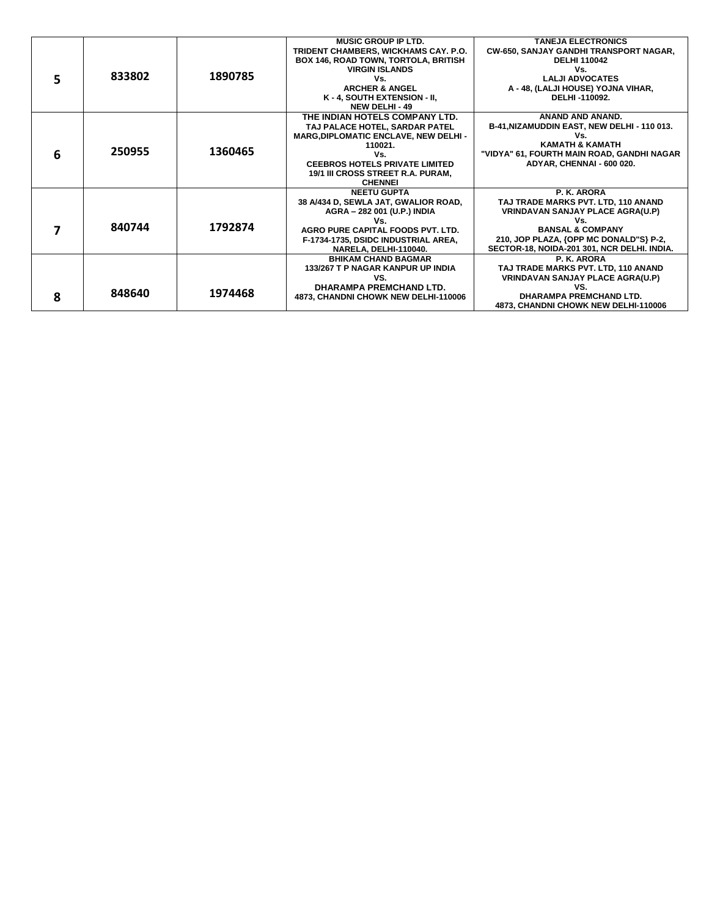| | | | | |
|---|---|---|---|---|
| 5 | 833802 | 1890785 | MUSIC GROUP IP LTD.<br>TRIDENT CHAMBERS, WICKHAMS CAY. P.O. BOX 146, ROAD TOWN, TORTOLA, BRITISH VIRGIN ISLANDS<br>Vs.<br>ARCHER & ANGEL<br>K - 4, SOUTH EXTENSION - II, NEW DELHI - 49 | TANEJA ELECTRONICS<br>CW-650, SANJAY GANDHI TRANSPORT NAGAR, DELHI 110042<br>Vs.<br>LALJI ADVOCATES<br>A - 48, (LALJI HOUSE) YOJNA VIHAR, DELHI -110092. |
| 6 | 250955 | 1360465 | THE INDIAN HOTELS COMPANY LTD.<br>TAJ PALACE HOTEL, SARDAR PATEL MARG,DIPLOMATIC ENCLAVE, NEW DELHI - 110021.<br>Vs.<br>CEEBROS HOTELS PRIVATE LIMITED<br>19/1 III CROSS STREET R.A. PURAM, CHENNEI | ANAND AND ANAND.<br>B-41,NIZAMUDDIN EAST, NEW DELHI - 110 013.<br>Vs.<br>KAMATH & KAMATH<br>"VIDYA" 61, FOURTH MAIN ROAD, GANDHI NAGAR ADYAR, CHENNAI - 600 020. |
| 7 | 840744 | 1792874 | NEETU GUPTA<br>38 A/434 D, SEWLA JAT, GWALIOR ROAD, AGRA – 282 001 (U.P.) INDIA<br>Vs.<br>AGRO PURE CAPITAL FOODS PVT. LTD.<br>F-1734-1735, DSIDC INDUSTRIAL AREA, NARELA, DELHI-110040. | P. K. ARORA<br>TAJ TRADE MARKS PVT. LTD, 110 ANAND VRINDAVAN SANJAY PLACE AGRA(U.P)<br>Vs.<br>BANSAL & COMPANY<br>210, JOP PLAZA, {OPP MC DONALD"S} P-2, SECTOR-18, NOIDA-201 301, NCR DELHI. INDIA. |
| 8 | 848640 | 1974468 | BHIKAM CHAND BAGMAR<br>133/267 T P NAGAR KANPUR UP INDIA<br>VS.<br>DHARAMPA PREMCHAND LTD.<br>4873, CHANDNI CHOWK NEW DELHI-110006 | P. K. ARORA<br>TAJ TRADE MARKS PVT. LTD, 110 ANAND VRINDAVAN SANJAY PLACE AGRA(U.P)<br>VS.<br>DHARAMPA PREMCHAND LTD.<br>4873, CHANDNI CHOWK NEW DELHI-110006 |